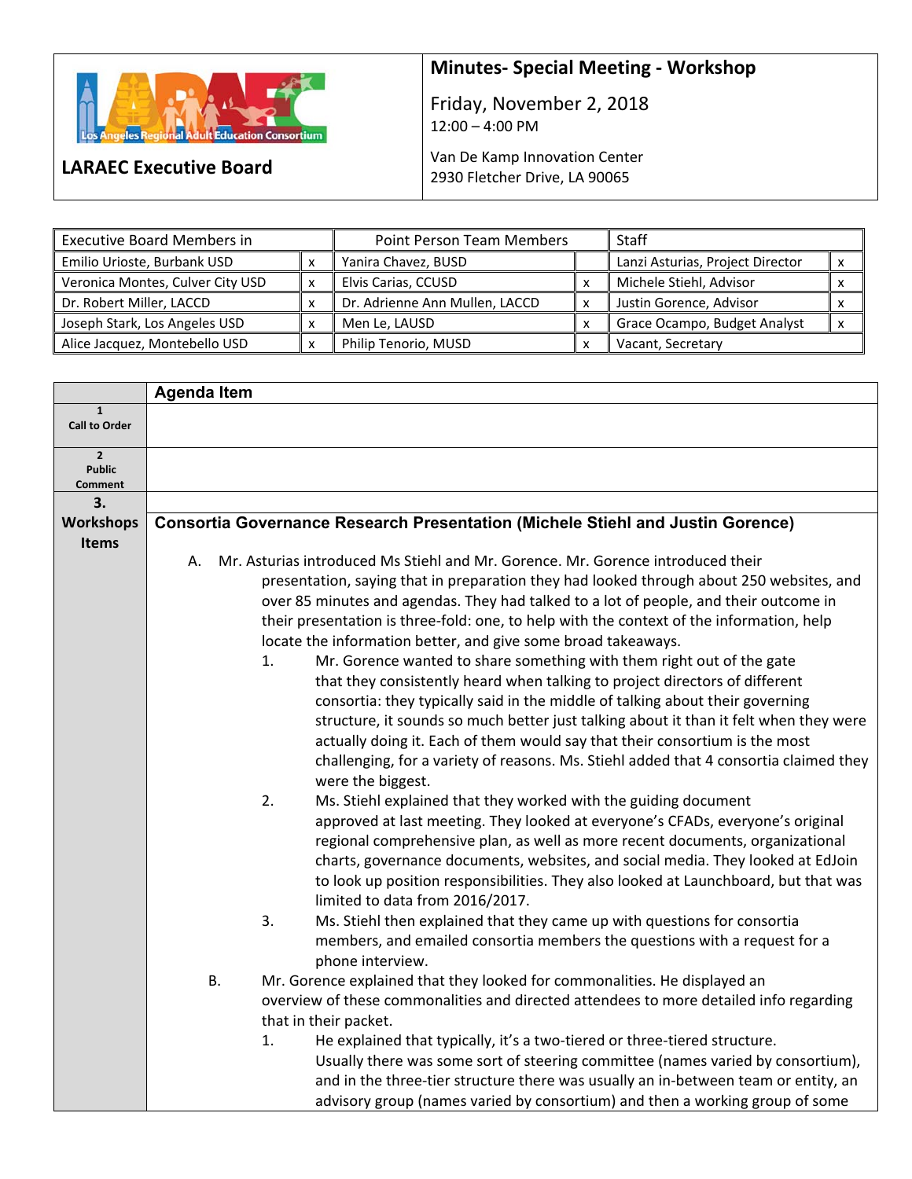# LARAEC Executive Board

## Minutes- Special Meeting - Workshop

Friday, November 2, 2018
12:00 – 4:00 PM

Van De Kamp Innovation Center
2930 Fletcher Drive, LA 90065

| Executive Board Members in | | Point Person Team Members | | Staff | |
|---|---|---|---|---|---|
| Emilio Urioste, Burbank USD | x | Yanira Chavez, BUSD | | Lanzi Asturias, Project Director | x |
| Veronica Montes, Culver City USD | x | Elvis Carias, CCUSD | x | Michele Stiehl, Advisor | x |
| Dr. Robert Miller, LACCD | x | Dr. Adrienne Ann Mullen, LACCD | x | Justin Gorence, Advisor | x |
| Joseph Stark, Los Angeles USD | x | Men Le, LAUSD | x | Grace Ocampo, Budget Analyst | x |
| Alice Jacquez, Montebello USD | x | Philip Tenorio, MUSD | x | Vacant, Secretary | |

| | Agenda Item |
|---|---|
| 1 Call to Order | |
| 2 Public Comment | |
| 3. Workshops Items | |

### Consortia Governance Research Presentation (Michele Stiehl and Justin Gorence)

A. Mr. Asturias introduced Ms Stiehl and Mr. Gorence. Mr. Gorence introduced their presentation, saying that in preparation they had looked through about 250 websites, and over 85 minutes and agendas. They had talked to a lot of people, and their outcome in their presentation is three-fold: one, to help with the context of the information, help locate the information better, and give some broad takeaways.

1. Mr. Gorence wanted to share something with them right out of the gate that they consistently heard when talking to project directors of different consortia: they typically said in the middle of talking about their governing structure, it sounds so much better just talking about it than it felt when they were actually doing it. Each of them would say that their consortium is the most challenging, for a variety of reasons. Ms. Stiehl added that 4 consortia claimed they were the biggest.
2. Ms. Stiehl explained that they worked with the guiding document approved at last meeting. They looked at everyone's CFADs, everyone's original regional comprehensive plan, as well as more recent documents, organizational charts, governance documents, websites, and social media. They looked at EdJoin to look up position responsibilities. They also looked at Launchboard, but that was limited to data from 2016/2017.
3. Ms. Stiehl then explained that they came up with questions for consortia members, and emailed consortia members the questions with a request for a phone interview.

B. Mr. Gorence explained that they looked for commonalities. He displayed an overview of these commonalities and directed attendees to more detailed info regarding that in their packet.

1. He explained that typically, it's a two-tiered or three-tiered structure. Usually there was some sort of steering committee (names varied by consortium), and in the three-tier structure there was usually an in-between team or entity, an advisory group (names varied by consortium) and then a working group of some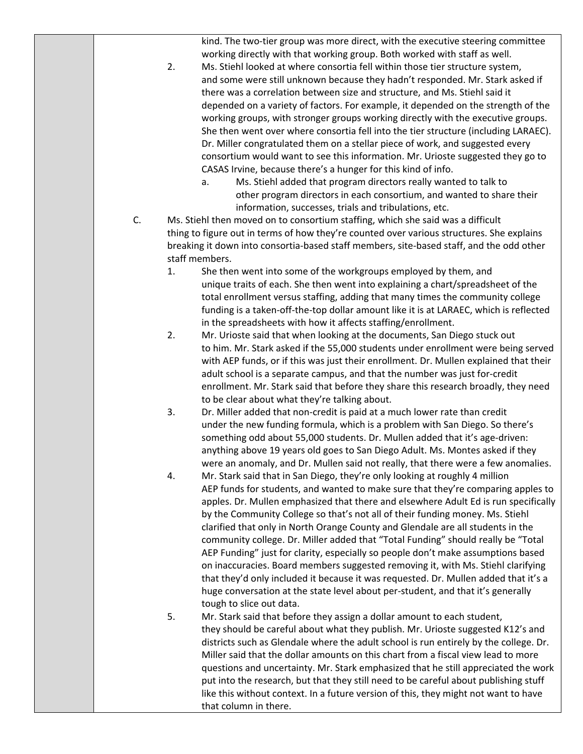kind. The two-tier group was more direct, with the executive steering committee working directly with that working group. Both worked with staff as well.

2. Ms. Stiehl looked at where consortia fell within those tier structure system, and some were still unknown because they hadn't responded. Mr. Stark asked if there was a correlation between size and structure, and Ms. Stiehl said it depended on a variety of factors. For example, it depended on the strength of the working groups, with stronger groups working directly with the executive groups. She then went over where consortia fell into the tier structure (including LARAEC). Dr. Miller congratulated them on a stellar piece of work, and suggested every consortium would want to see this information. Mr. Urioste suggested they go to CASAS Irvine, because there's a hunger for this kind of info.
   a. Ms. Stiehl added that program directors really wanted to talk to other program directors in each consortium, and wanted to share their information, successes, trials and tribulations, etc.

C. Ms. Stiehl then moved on to consortium staffing, which she said was a difficult thing to figure out in terms of how they're counted over various structures. She explains breaking it down into consortia-based staff members, site-based staff, and the odd other staff members.

1. She then went into some of the workgroups employed by them, and unique traits of each. She then went into explaining a chart/spreadsheet of the total enrollment versus staffing, adding that many times the community college funding is a taken-off-the-top dollar amount like it is at LARAEC, which is reflected in the spreadsheets with how it affects staffing/enrollment.
2. Mr. Urioste said that when looking at the documents, San Diego stuck out to him. Mr. Stark asked if the 55,000 students under enrollment were being served with AEP funds, or if this was just their enrollment. Dr. Mullen explained that their adult school is a separate campus, and that the number was just for-credit enrollment. Mr. Stark said that before they share this research broadly, they need to be clear about what they're talking about.
3. Dr. Miller added that non-credit is paid at a much lower rate than credit under the new funding formula, which is a problem with San Diego. So there's something odd about 55,000 students. Dr. Mullen added that it's age-driven: anything above 19 years old goes to San Diego Adult. Ms. Montes asked if they were an anomaly, and Dr. Mullen said not really, that there were a few anomalies.
4. Mr. Stark said that in San Diego, they're only looking at roughly 4 million AEP funds for students, and wanted to make sure that they're comparing apples to apples. Dr. Mullen emphasized that there and elsewhere Adult Ed is run specifically by the Community College so that's not all of their funding money. Ms. Stiehl clarified that only in North Orange County and Glendale are all students in the community college. Dr. Miller added that "Total Funding" should really be "Total AEP Funding" just for clarity, especially so people don't make assumptions based on inaccuracies. Board members suggested removing it, with Ms. Stiehl clarifying that they'd only included it because it was requested. Dr. Mullen added that it's a huge conversation at the state level about per-student, and that it's generally tough to slice out data.
5. Mr. Stark said that before they assign a dollar amount to each student, they should be careful about what they publish. Mr. Urioste suggested K12's and districts such as Glendale where the adult school is run entirely by the college. Dr. Miller said that the dollar amounts on this chart from a fiscal view lead to more questions and uncertainty. Mr. Stark emphasized that he still appreciated the work put into the research, but that they still need to be careful about publishing stuff like this without context. In a future version of this, they might not want to have that column in there.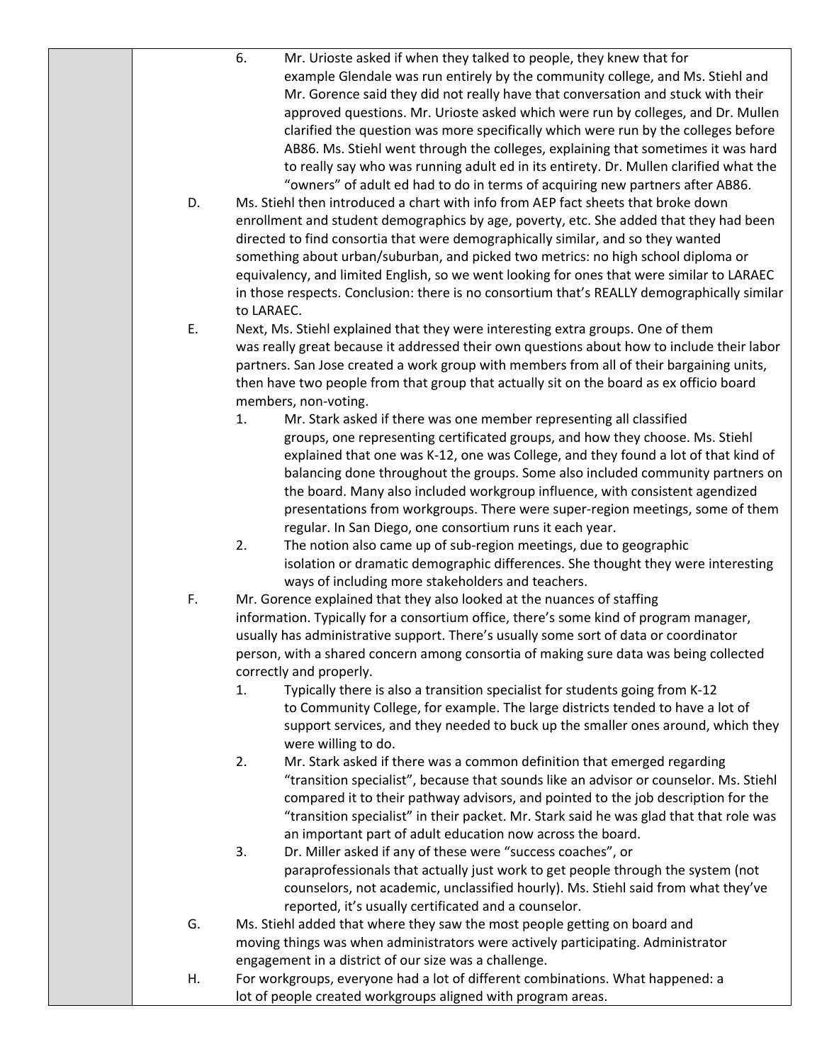6. Mr. Urioste asked if when they talked to people, they knew that for example Glendale was run entirely by the community college, and Ms. Stiehl and Mr. Gorence said they did not really have that conversation and stuck with their approved questions. Mr. Urioste asked which were run by colleges, and Dr. Mullen clarified the question was more specifically which were run by the colleges before AB86. Ms. Stiehl went through the colleges, explaining that sometimes it was hard to really say who was running adult ed in its entirety. Dr. Mullen clarified what the "owners" of adult ed had to do in terms of acquiring new partners after AB86.

D. Ms. Stiehl then introduced a chart with info from AEP fact sheets that broke down enrollment and student demographics by age, poverty, etc. She added that they had been directed to find consortia that were demographically similar, and so they wanted something about urban/suburban, and picked two metrics: no high school diploma or equivalency, and limited English, so we went looking for ones that were similar to LARAEC in those respects. Conclusion: there is no consortium that's REALLY demographically similar to LARAEC.

E. Next, Ms. Stiehl explained that they were interesting extra groups. One of them was really great because it addressed their own questions about how to include their labor partners. San Jose created a work group with members from all of their bargaining units, then have two people from that group that actually sit on the board as ex officio board members, non-voting.

1. Mr. Stark asked if there was one member representing all classified groups, one representing certificated groups, and how they choose. Ms. Stiehl explained that one was K-12, one was College, and they found a lot of that kind of balancing done throughout the groups. Some also included community partners on the board. Many also included workgroup influence, with consistent agendized presentations from workgroups. There were super-region meetings, some of them regular. In San Diego, one consortium runs it each year.

2. The notion also came up of sub-region meetings, due to geographic isolation or dramatic demographic differences. She thought they were interesting ways of including more stakeholders and teachers.

F. Mr. Gorence explained that they also looked at the nuances of staffing information. Typically for a consortium office, there's some kind of program manager, usually has administrative support. There's usually some sort of data or coordinator person, with a shared concern among consortia of making sure data was being collected correctly and properly.

1. Typically there is also a transition specialist for students going from K-12 to Community College, for example. The large districts tended to have a lot of support services, and they needed to buck up the smaller ones around, which they were willing to do.

2. Mr. Stark asked if there was a common definition that emerged regarding "transition specialist", because that sounds like an advisor or counselor. Ms. Stiehl compared it to their pathway advisors, and pointed to the job description for the "transition specialist" in their packet. Mr. Stark said he was glad that that role was an important part of adult education now across the board.

3. Dr. Miller asked if any of these were "success coaches", or paraprofessionals that actually just work to get people through the system (not counselors, not academic, unclassified hourly). Ms. Stiehl said from what they've reported, it's usually certificated and a counselor.

G. Ms. Stiehl added that where they saw the most people getting on board and moving things was when administrators were actively participating. Administrator engagement in a district of our size was a challenge.

H. For workgroups, everyone had a lot of different combinations. What happened: a lot of people created workgroups aligned with program areas.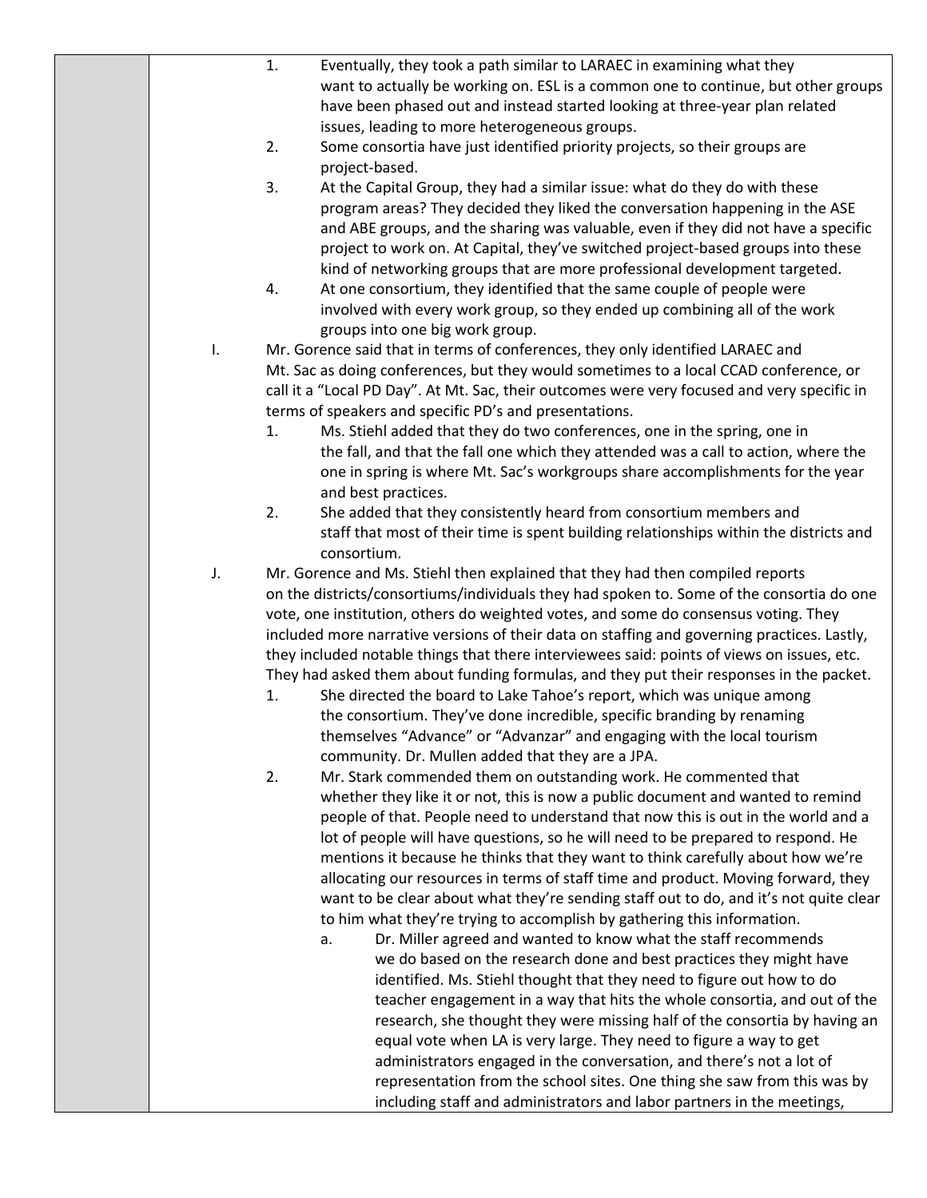1. Eventually, they took a path similar to LARAEC in examining what they want to actually be working on. ESL is a common one to continue, but other groups have been phased out and instead started looking at three-year plan related issues, leading to more heterogeneous groups.
2. Some consortia have just identified priority projects, so their groups are project-based.
3. At the Capital Group, they had a similar issue: what do they do with these program areas? They decided they liked the conversation happening in the ASE and ABE groups, and the sharing was valuable, even if they did not have a specific project to work on. At Capital, they've switched project-based groups into these kind of networking groups that are more professional development targeted.
4. At one consortium, they identified that the same couple of people were involved with every work group, so they ended up combining all of the work groups into one big work group.

I. Mr. Gorence said that in terms of conferences, they only identified LARAEC and Mt. Sac as doing conferences, but they would sometimes to a local CCAD conference, or call it a "Local PD Day". At Mt. Sac, their outcomes were very focused and very specific in terms of speakers and specific PD's and presentations.

1. Ms. Stiehl added that they do two conferences, one in the spring, one in the fall, and that the fall one which they attended was a call to action, where the one in spring is where Mt. Sac's workgroups share accomplishments for the year and best practices.
2. She added that they consistently heard from consortium members and staff that most of their time is spent building relationships within the districts and consortium.

J. Mr. Gorence and Ms. Stiehl then explained that they had then compiled reports on the districts/consortiums/individuals they had spoken to. Some of the consortia do one vote, one institution, others do weighted votes, and some do consensus voting. They included more narrative versions of their data on staffing and governing practices. Lastly, they included notable things that there interviewees said: points of views on issues, etc. They had asked them about funding formulas, and they put their responses in the packet.

1. She directed the board to Lake Tahoe's report, which was unique among the consortium. They've done incredible, specific branding by renaming themselves "Advance" or "Advanzar" and engaging with the local tourism community. Dr. Mullen added that they are a JPA.
2. Mr. Stark commended them on outstanding work. He commented that whether they like it or not, this is now a public document and wanted to remind people of that. People need to understand that now this is out in the world and a lot of people will have questions, so he will need to be prepared to respond. He mentions it because he thinks that they want to think carefully about how we're allocating our resources in terms of staff time and product. Moving forward, they want to be clear about what they're sending staff out to do, and it's not quite clear to him what they're trying to accomplish by gathering this information.
   a. Dr. Miller agreed and wanted to know what the staff recommends we do based on the research done and best practices they might have identified. Ms. Stiehl thought that they need to figure out how to do teacher engagement in a way that hits the whole consortia, and out of the research, she thought they were missing half of the consortia by having an equal vote when LA is very large. They need to figure a way to get administrators engaged in the conversation, and there's not a lot of representation from the school sites. One thing she saw from this was by including staff and administrators and labor partners in the meetings,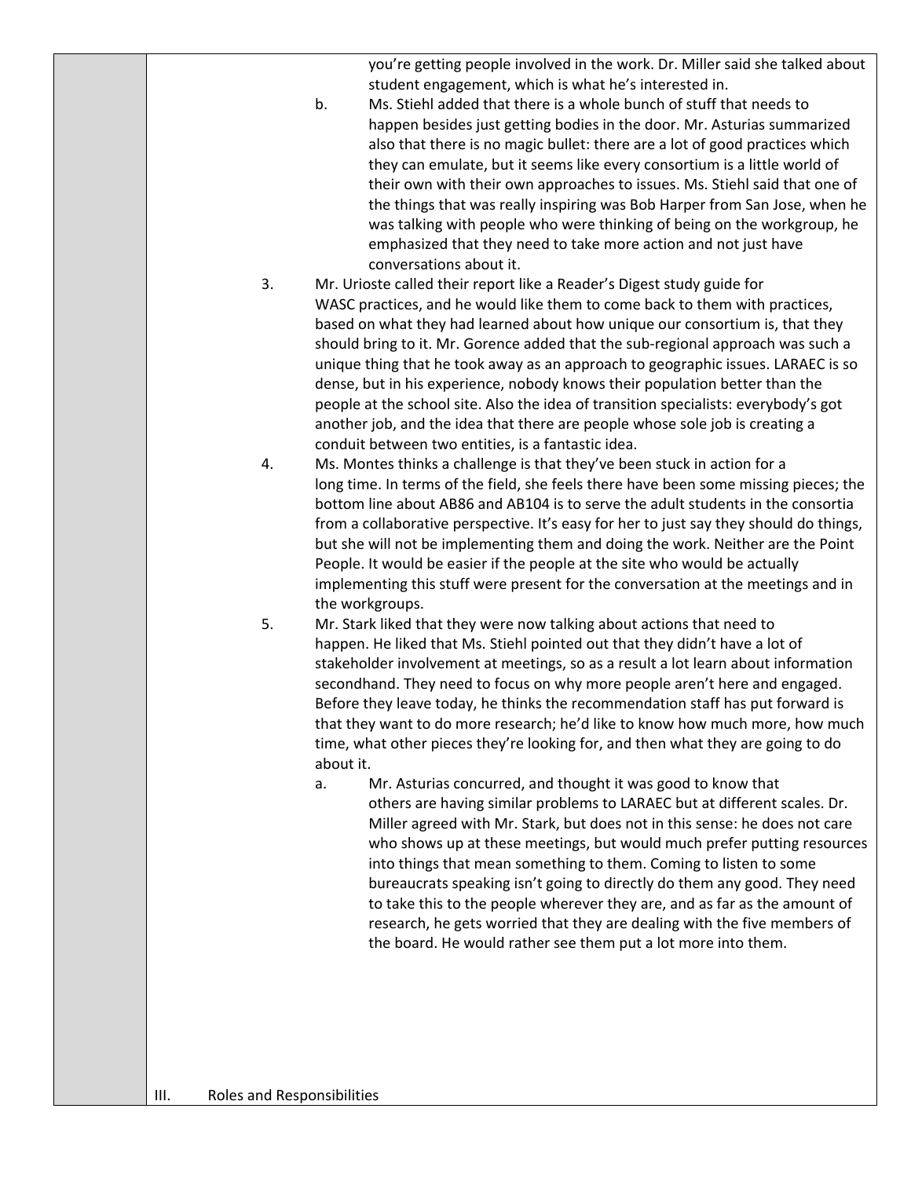you're getting people involved in the work. Dr. Miller said she talked about student engagement, which is what he's interested in.

   b. Ms. Stiehl added that there is a whole bunch of stuff that needs to happen besides just getting bodies in the door. Mr. Asturias summarized also that there is no magic bullet: there are a lot of good practices which they can emulate, but it seems like every consortium is a little world of their own with their own approaches to issues. Ms. Stiehl said that one of the things that was really inspiring was Bob Harper from San Jose, when he was talking with people who were thinking of being on the workgroup, he emphasized that they need to take more action and not just have conversations about it.

3. Mr. Urioste called their report like a Reader's Digest study guide for WASC practices, and he would like them to come back to them with practices, based on what they had learned about how unique our consortium is, that they should bring to it. Mr. Gorence added that the sub-regional approach was such a unique thing that he took away as an approach to geographic issues. LARAEC is so dense, but in his experience, nobody knows their population better than the people at the school site. Also the idea of transition specialists: everybody's got another job, and the idea that there are people whose sole job is creating a conduit between two entities, is a fantastic idea.

4. Ms. Montes thinks a challenge is that they've been stuck in action for a long time. In terms of the field, she feels there have been some missing pieces; the bottom line about AB86 and AB104 is to serve the adult students in the consortia from a collaborative perspective. It's easy for her to just say they should do things, but she will not be implementing them and doing the work. Neither are the Point People. It would be easier if the people at the site who would be actually implementing this stuff were present for the conversation at the meetings and in the workgroups.

5. Mr. Stark liked that they were now talking about actions that need to happen. He liked that Ms. Stiehl pointed out that they didn't have a lot of stakeholder involvement at meetings, so as a result a lot learn about information secondhand. They need to focus on why more people aren't here and engaged. Before they leave today, he thinks the recommendation staff has put forward is that they want to do more research; he'd like to know how much more, how much time, what other pieces they're looking for, and then what they are going to do about it.

   a. Mr. Asturias concurred, and thought it was good to know that others are having similar problems to LARAEC but at different scales. Dr. Miller agreed with Mr. Stark, but does not in this sense: he does not care who shows up at these meetings, but would much prefer putting resources into things that mean something to them. Coming to listen to some bureaucrats speaking isn't going to directly do them any good. They need to take this to the people wherever they are, and as far as the amount of research, he gets worried that they are dealing with the five members of the board. He would rather see them put a lot more into them.

III. Roles and Responsibilities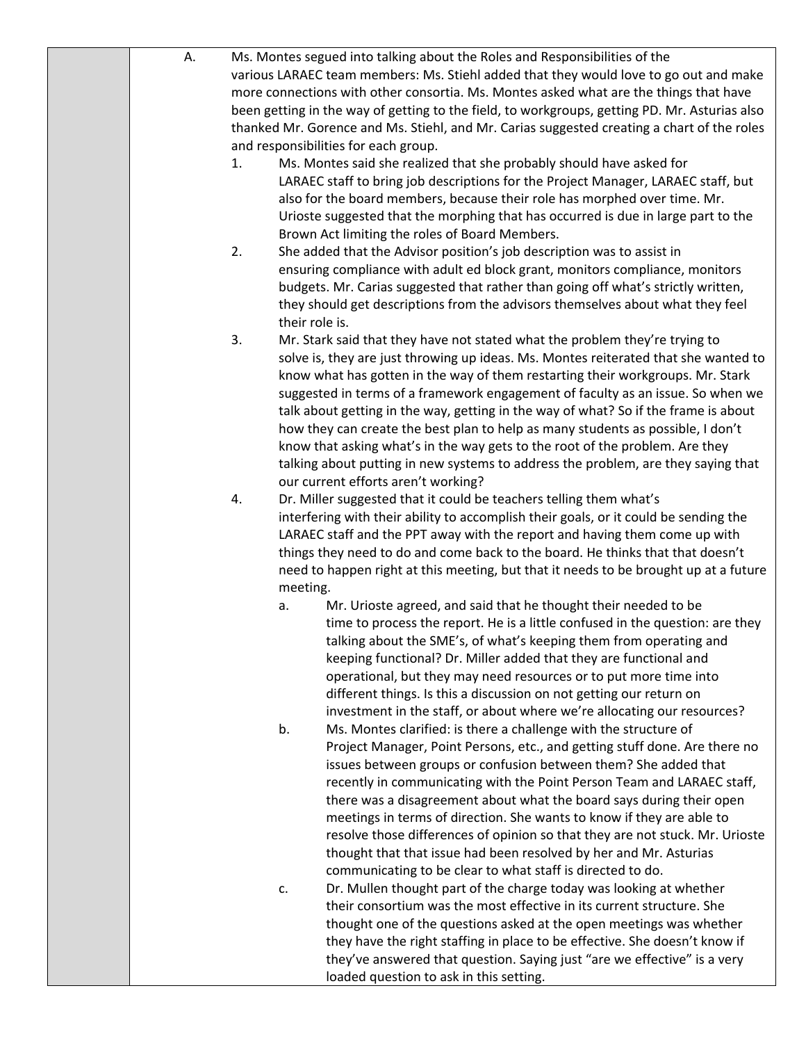A. Ms. Montes segued into talking about the Roles and Responsibilities of the various LARAEC team members: Ms. Stiehl added that they would love to go out and make more connections with other consortia. Ms. Montes asked what are the things that have been getting in the way of getting to the field, to workgroups, getting PD. Mr. Asturias also thanked Mr. Gorence and Ms. Stiehl, and Mr. Carias suggested creating a chart of the roles and responsibilities for each group.

1. Ms. Montes said she realized that she probably should have asked for LARAEC staff to bring job descriptions for the Project Manager, LARAEC staff, but also for the board members, because their role has morphed over time. Mr. Urioste suggested that the morphing that has occurred is due in large part to the Brown Act limiting the roles of Board Members.
2. She added that the Advisor position's job description was to assist in ensuring compliance with adult ed block grant, monitors compliance, monitors budgets. Mr. Carias suggested that rather than going off what's strictly written, they should get descriptions from the advisors themselves about what they feel their role is.
3. Mr. Stark said that they have not stated what the problem they're trying to solve is, they are just throwing up ideas. Ms. Montes reiterated that she wanted to know what has gotten in the way of them restarting their workgroups. Mr. Stark suggested in terms of a framework engagement of faculty as an issue. So when we talk about getting in the way, getting in the way of what? So if the frame is about how they can create the best plan to help as many students as possible, I don't know that asking what's in the way gets to the root of the problem. Are they talking about putting in new systems to address the problem, are they saying that our current efforts aren't working?
4. Dr. Miller suggested that it could be teachers telling them what's interfering with their ability to accomplish their goals, or it could be sending the LARAEC staff and the PPT away with the report and having them come up with things they need to do and come back to the board. He thinks that that doesn't need to happen right at this meeting, but that it needs to be brought up at a future meeting.
   a. Mr. Urioste agreed, and said that he thought their needed to be time to process the report. He is a little confused in the question: are they talking about the SME's, of what's keeping them from operating and keeping functional? Dr. Miller added that they are functional and operational, but they may need resources or to put more time into different things. Is this a discussion on not getting our return on investment in the staff, or about where we're allocating our resources?
   b. Ms. Montes clarified: is there a challenge with the structure of Project Manager, Point Persons, etc., and getting stuff done. Are there no issues between groups or confusion between them? She added that recently in communicating with the Point Person Team and LARAEC staff, there was a disagreement about what the board says during their open meetings in terms of direction. She wants to know if they are able to resolve those differences of opinion so that they are not stuck. Mr. Urioste thought that that issue had been resolved by her and Mr. Asturias communicating to be clear to what staff is directed to do.
   c. Dr. Mullen thought part of the charge today was looking at whether their consortium was the most effective in its current structure. She thought one of the questions asked at the open meetings was whether they have the right staffing in place to be effective. She doesn't know if they've answered that question. Saying just "are we effective" is a very loaded question to ask in this setting.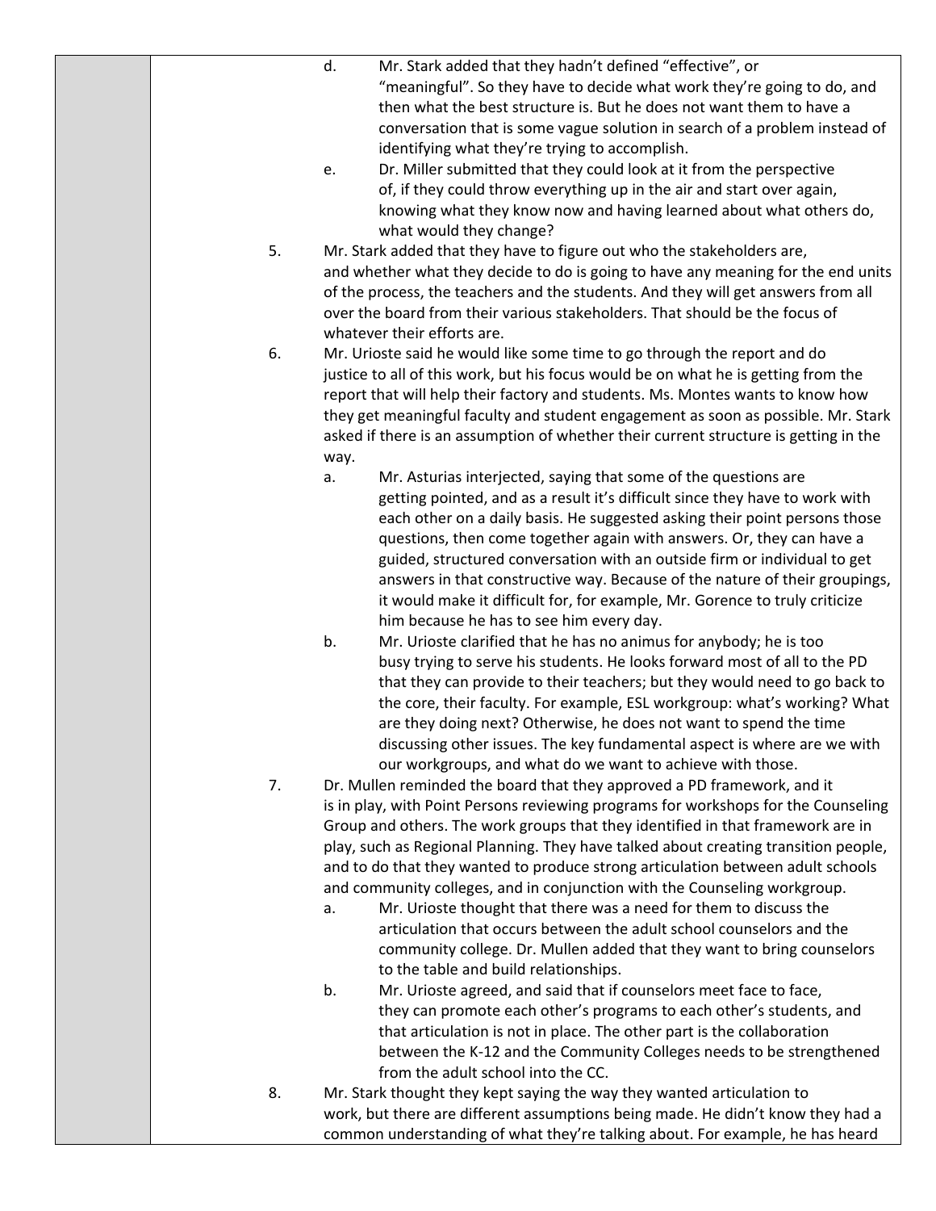d. Mr. Stark added that they hadn't defined "effective", or "meaningful". So they have to decide what work they're going to do, and then what the best structure is. But he does not want them to have a conversation that is some vague solution in search of a problem instead of identifying what they're trying to accomplish.

e. Dr. Miller submitted that they could look at it from the perspective of, if they could throw everything up in the air and start over again, knowing what they know now and having learned about what others do, what would they change?

5. Mr. Stark added that they have to figure out who the stakeholders are, and whether what they decide to do is going to have any meaning for the end units of the process, the teachers and the students. And they will get answers from all over the board from their various stakeholders. That should be the focus of whatever their efforts are.

6. Mr. Urioste said he would like some time to go through the report and do justice to all of this work, but his focus would be on what he is getting from the report that will help their factory and students. Ms. Montes wants to know how they get meaningful faculty and student engagement as soon as possible. Mr. Stark asked if there is an assumption of whether their current structure is getting in the way.

   a. Mr. Asturias interjected, saying that some of the questions are getting pointed, and as a result it's difficult since they have to work with each other on a daily basis. He suggested asking their point persons those questions, then come together again with answers. Or, they can have a guided, structured conversation with an outside firm or individual to get answers in that constructive way. Because of the nature of their groupings, it would make it difficult for, for example, Mr. Gorence to truly criticize him because he has to see him every day.

   b. Mr. Urioste clarified that he has no animus for anybody; he is too busy trying to serve his students. He looks forward most of all to the PD that they can provide to their teachers; but they would need to go back to the core, their faculty. For example, ESL workgroup: what's working? What are they doing next? Otherwise, he does not want to spend the time discussing other issues. The key fundamental aspect is where are we with our workgroups, and what do we want to achieve with those.

7. Dr. Mullen reminded the board that they approved a PD framework, and it is in play, with Point Persons reviewing programs for workshops for the Counseling Group and others. The work groups that they identified in that framework are in play, such as Regional Planning. They have talked about creating transition people, and to do that they wanted to produce strong articulation between adult schools and community colleges, and in conjunction with the Counseling workgroup.

   a. Mr. Urioste thought that there was a need for them to discuss the articulation that occurs between the adult school counselors and the community college. Dr. Mullen added that they want to bring counselors to the table and build relationships.

   b. Mr. Urioste agreed, and said that if counselors meet face to face, they can promote each other's programs to each other's students, and that articulation is not in place. The other part is the collaboration between the K-12 and the Community Colleges needs to be strengthened from the adult school into the CC.

8. Mr. Stark thought they kept saying the way they wanted articulation to work, but there are different assumptions being made. He didn't know they had a common understanding of what they're talking about. For example, he has heard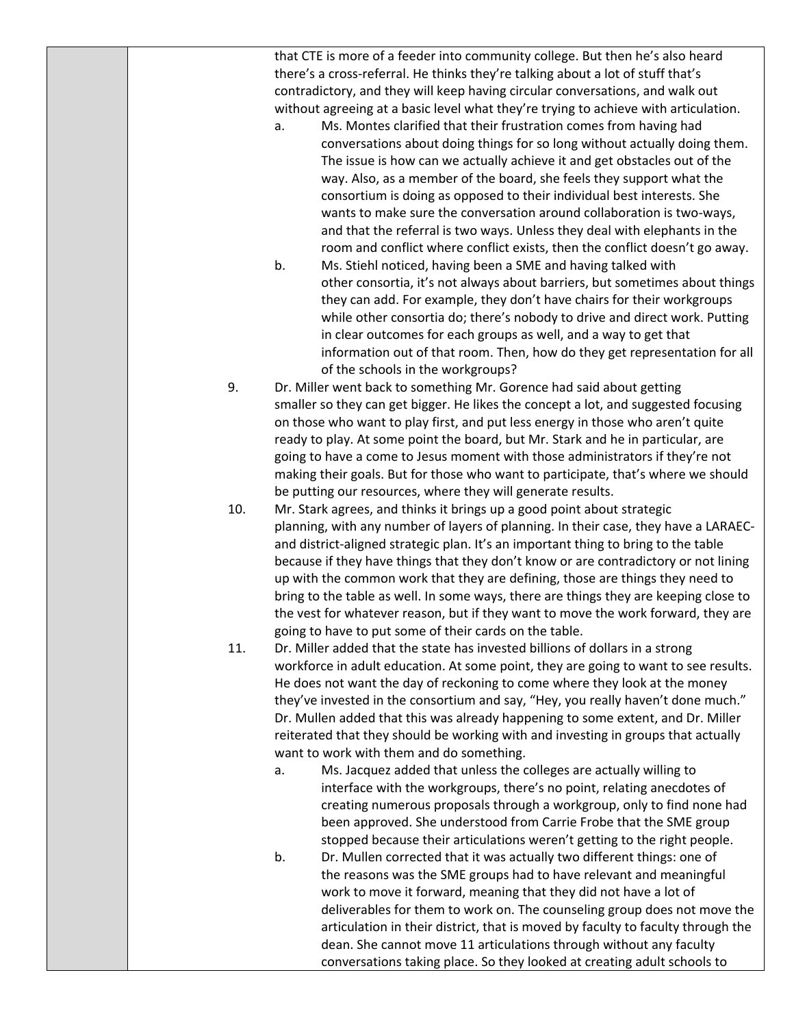that CTE is more of a feeder into community college. But then he's also heard there's a cross-referral. He thinks they're talking about a lot of stuff that's contradictory, and they will keep having circular conversations, and walk out without agreeing at a basic level what they're trying to achieve with articulation.

a. Ms. Montes clarified that their frustration comes from having had conversations about doing things for so long without actually doing them. The issue is how can we actually achieve it and get obstacles out of the way. Also, as a member of the board, she feels they support what the consortium is doing as opposed to their individual best interests. She wants to make sure the conversation around collaboration is two-ways, and that the referral is two ways. Unless they deal with elephants in the room and conflict where conflict exists, then the conflict doesn't go away.

b. Ms. Stiehl noticed, having been a SME and having talked with other consortia, it's not always about barriers, but sometimes about things they can add. For example, they don't have chairs for their workgroups while other consortia do; there's nobody to drive and direct work. Putting in clear outcomes for each groups as well, and a way to get that information out of that room. Then, how do they get representation for all of the schools in the workgroups?

9. Dr. Miller went back to something Mr. Gorence had said about getting smaller so they can get bigger. He likes the concept a lot, and suggested focusing on those who want to play first, and put less energy in those who aren't quite ready to play. At some point the board, but Mr. Stark and he in particular, are going to have a come to Jesus moment with those administrators if they're not making their goals. But for those who want to participate, that's where we should be putting our resources, where they will generate results.

10. Mr. Stark agrees, and thinks it brings up a good point about strategic planning, with any number of layers of planning. In their case, they have a LARAEC- and district-aligned strategic plan. It's an important thing to bring to the table because if they have things that they don't know or are contradictory or not lining up with the common work that they are defining, those are things they need to bring to the table as well. In some ways, there are things they are keeping close to the vest for whatever reason, but if they want to move the work forward, they are going to have to put some of their cards on the table.

11. Dr. Miller added that the state has invested billions of dollars in a strong workforce in adult education. At some point, they are going to want to see results. He does not want the day of reckoning to come where they look at the money they've invested in the consortium and say, "Hey, you really haven't done much." Dr. Mullen added that this was already happening to some extent, and Dr. Miller reiterated that they should be working with and investing in groups that actually want to work with them and do something.

a. Ms. Jacquez added that unless the colleges are actually willing to interface with the workgroups, there's no point, relating anecdotes of creating numerous proposals through a workgroup, only to find none had been approved. She understood from Carrie Frobe that the SME group stopped because their articulations weren't getting to the right people.

b. Dr. Mullen corrected that it was actually two different things: one of the reasons was the SME groups had to have relevant and meaningful work to move it forward, meaning that they did not have a lot of deliverables for them to work on. The counseling group does not move the articulation in their district, that is moved by faculty to faculty through the dean. She cannot move 11 articulations through without any faculty conversations taking place. So they looked at creating adult schools to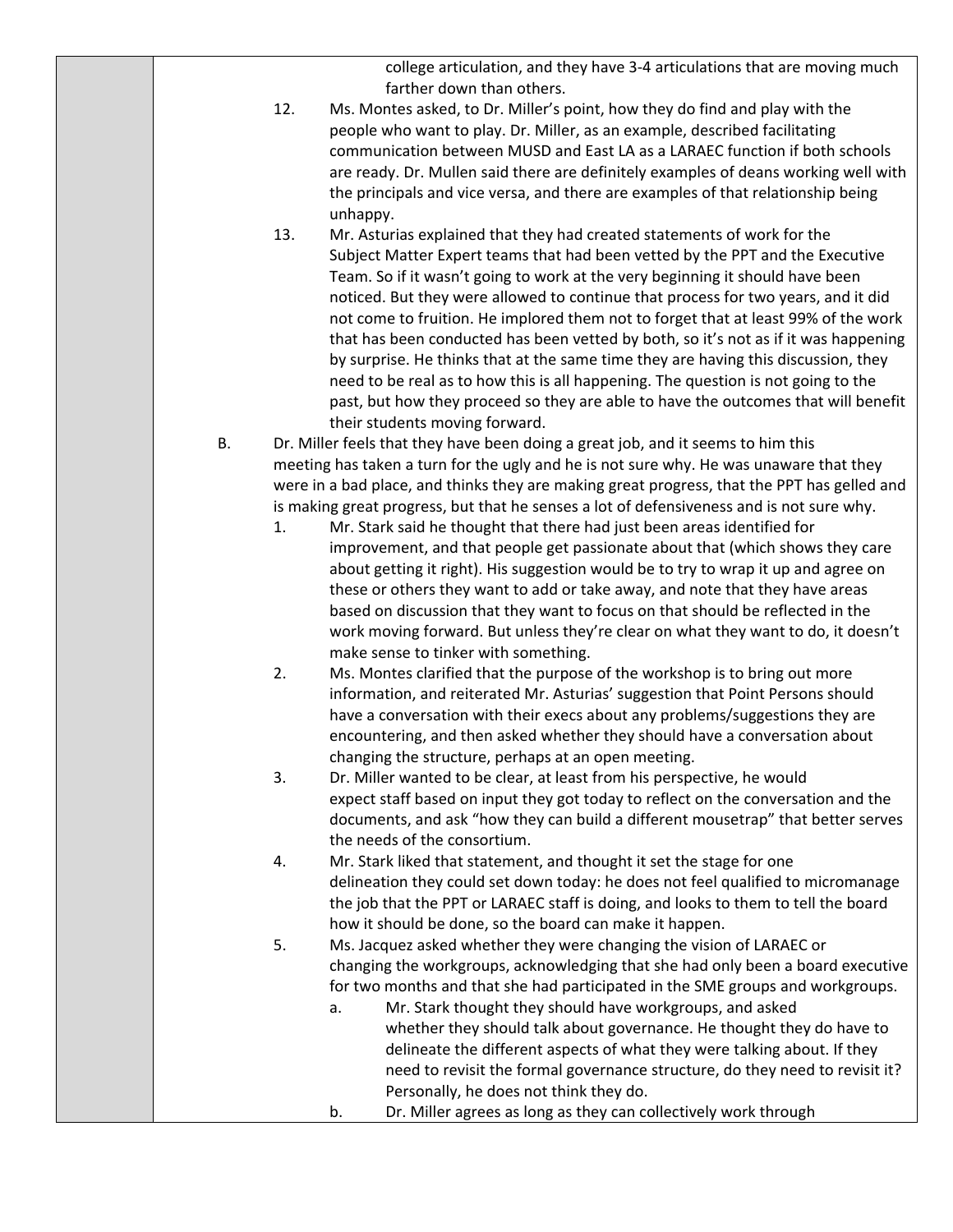college articulation, and they have 3-4 articulations that are moving much farther down than others.

12. Ms. Montes asked, to Dr. Miller's point, how they do find and play with the people who want to play. Dr. Miller, as an example, described facilitating communication between MUSD and East LA as a LARAEC function if both schools are ready. Dr. Mullen said there are definitely examples of deans working well with the principals and vice versa, and there are examples of that relationship being unhappy.
13. Mr. Asturias explained that they had created statements of work for the Subject Matter Expert teams that had been vetted by the PPT and the Executive Team. So if it wasn't going to work at the very beginning it should have been noticed. But they were allowed to continue that process for two years, and it did not come to fruition. He implored them not to forget that at least 99% of the work that has been conducted has been vetted by both, so it's not as if it was happening by surprise. He thinks that at the same time they are having this discussion, they need to be real as to how this is all happening. The question is not going to the past, but how they proceed so they are able to have the outcomes that will benefit their students moving forward.

B. Dr. Miller feels that they have been doing a great job, and it seems to him this meeting has taken a turn for the ugly and he is not sure why. He was unaware that they were in a bad place, and thinks they are making great progress, that the PPT has gelled and is making great progress, but that he senses a lot of defensiveness and is not sure why.

1. Mr. Stark said he thought that there had just been areas identified for improvement, and that people get passionate about that (which shows they care about getting it right). His suggestion would be to try to wrap it up and agree on these or others they want to add or take away, and note that they have areas based on discussion that they want to focus on that should be reflected in the work moving forward. But unless they're clear on what they want to do, it doesn't make sense to tinker with something.
2. Ms. Montes clarified that the purpose of the workshop is to bring out more information, and reiterated Mr. Asturias' suggestion that Point Persons should have a conversation with their execs about any problems/suggestions they are encountering, and then asked whether they should have a conversation about changing the structure, perhaps at an open meeting.
3. Dr. Miller wanted to be clear, at least from his perspective, he would expect staff based on input they got today to reflect on the conversation and the documents, and ask "how they can build a different mousetrap" that better serves the needs of the consortium.
4. Mr. Stark liked that statement, and thought it set the stage for one delineation they could set down today: he does not feel qualified to micromanage the job that the PPT or LARAEC staff is doing, and looks to them to tell the board how it should be done, so the board can make it happen.
5. Ms. Jacquez asked whether they were changing the vision of LARAEC or changing the workgroups, acknowledging that she had only been a board executive for two months and that she had participated in the SME groups and workgroups.
   a. Mr. Stark thought they should have workgroups, and asked whether they should talk about governance. He thought they do have to delineate the different aspects of what they were talking about. If they need to revisit the formal governance structure, do they need to revisit it? Personally, he does not think they do.
   b. Dr. Miller agrees as long as they can collectively work through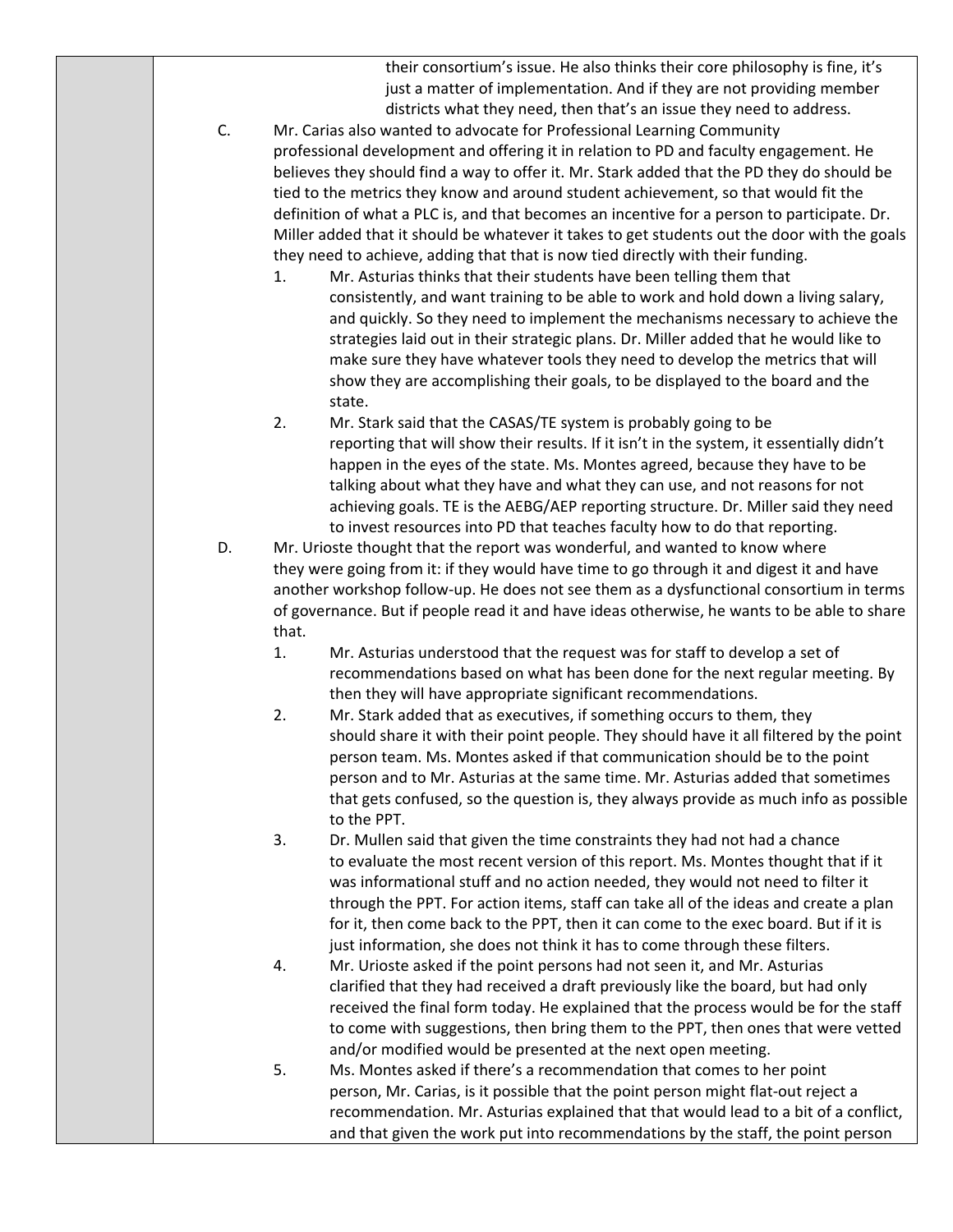their consortium's issue. He also thinks their core philosophy is fine, it's just a matter of implementation. And if they are not providing member districts what they need, then that's an issue they need to address.

C. Mr. Carias also wanted to advocate for Professional Learning Community professional development and offering it in relation to PD and faculty engagement. He believes they should find a way to offer it. Mr. Stark added that the PD they do should be tied to the metrics they know and around student achievement, so that would fit the definition of what a PLC is, and that becomes an incentive for a person to participate. Dr. Miller added that it should be whatever it takes to get students out the door with the goals they need to achieve, adding that that is now tied directly with their funding.

   1. Mr. Asturias thinks that their students have been telling them that consistently, and want training to be able to work and hold down a living salary, and quickly. So they need to implement the mechanisms necessary to achieve the strategies laid out in their strategic plans. Dr. Miller added that he would like to make sure they have whatever tools they need to develop the metrics that will show they are accomplishing their goals, to be displayed to the board and the state.
   2. Mr. Stark said that the CASAS/TE system is probably going to be reporting that will show their results. If it isn't in the system, it essentially didn't happen in the eyes of the state. Ms. Montes agreed, because they have to be talking about what they have and what they can use, and not reasons for not achieving goals. TE is the AEBG/AEP reporting structure. Dr. Miller said they need to invest resources into PD that teaches faculty how to do that reporting.

D. Mr. Urioste thought that the report was wonderful, and wanted to know where they were going from it: if they would have time to go through it and digest it and have another workshop follow-up. He does not see them as a dysfunctional consortium in terms of governance. But if people read it and have ideas otherwise, he wants to be able to share that.

   1. Mr. Asturias understood that the request was for staff to develop a set of recommendations based on what has been done for the next regular meeting. By then they will have appropriate significant recommendations.
   2. Mr. Stark added that as executives, if something occurs to them, they should share it with their point people. They should have it all filtered by the point person team. Ms. Montes asked if that communication should be to the point person and to Mr. Asturias at the same time. Mr. Asturias added that sometimes that gets confused, so the question is, they always provide as much info as possible to the PPT.
   3. Dr. Mullen said that given the time constraints they had not had a chance to evaluate the most recent version of this report. Ms. Montes thought that if it was informational stuff and no action needed, they would not need to filter it through the PPT. For action items, staff can take all of the ideas and create a plan for it, then come back to the PPT, then it can come to the exec board. But if it is just information, she does not think it has to come through these filters.
   4. Mr. Urioste asked if the point persons had not seen it, and Mr. Asturias clarified that they had received a draft previously like the board, but had only received the final form today. He explained that the process would be for the staff to come with suggestions, then bring them to the PPT, then ones that were vetted and/or modified would be presented at the next open meeting.
   5. Ms. Montes asked if there's a recommendation that comes to her point person, Mr. Carias, is it possible that the point person might flat-out reject a recommendation. Mr. Asturias explained that that would lead to a bit of a conflict, and that given the work put into recommendations by the staff, the point person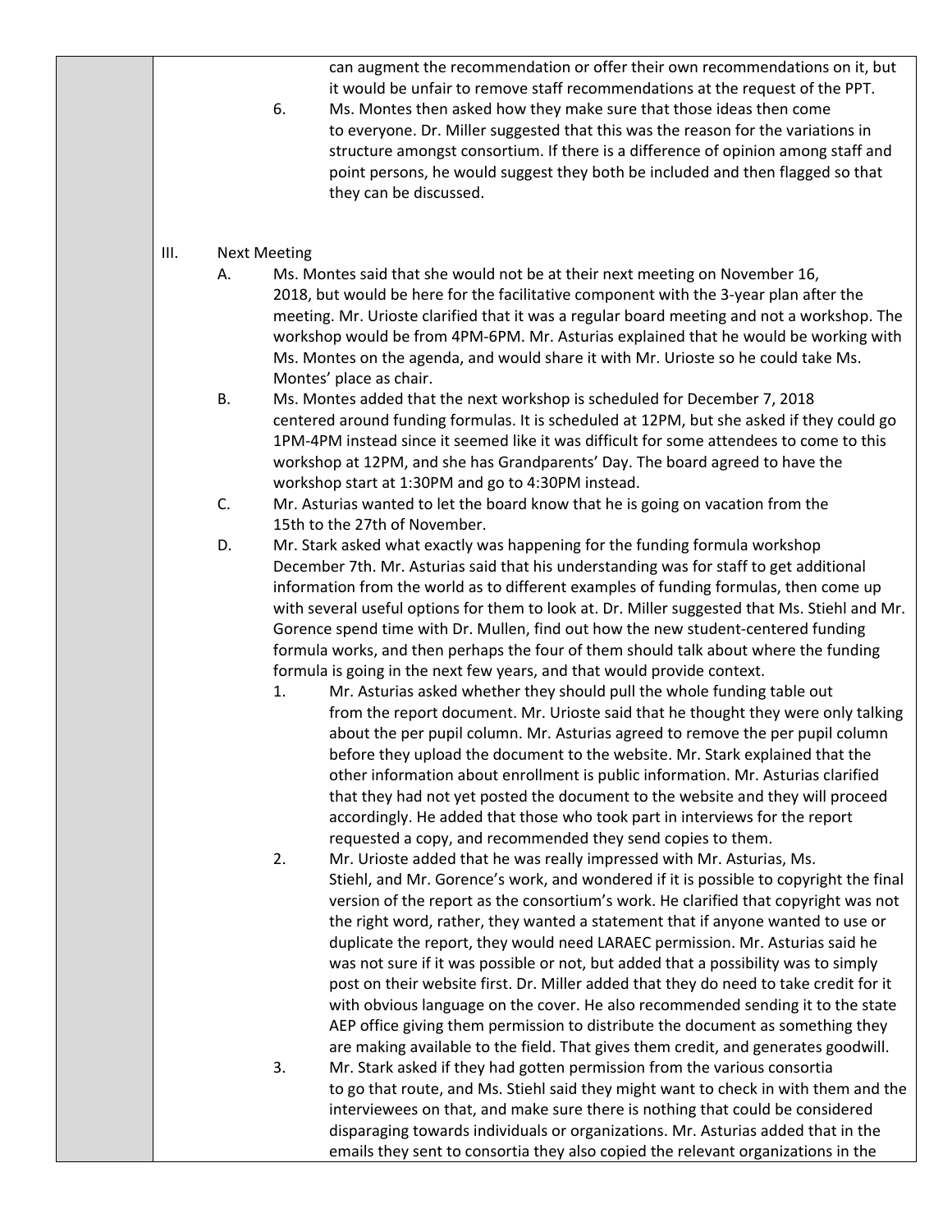can augment the recommendation or offer their own recommendations on it, but it would be unfair to remove staff recommendations at the request of the PPT.

6. Ms. Montes then asked how they make sure that those ideas then come to everyone. Dr. Miller suggested that this was the reason for the variations in structure amongst consortium. If there is a difference of opinion among staff and point persons, he would suggest they both be included and then flagged so that they can be discussed.

III. Next Meeting

A. Ms. Montes said that she would not be at their next meeting on November 16, 2018, but would be here for the facilitative component with the 3-year plan after the meeting. Mr. Urioste clarified that it was a regular board meeting and not a workshop. The workshop would be from 4PM-6PM. Mr. Asturias explained that he would be working with Ms. Montes on the agenda, and would share it with Mr. Urioste so he could take Ms. Montes' place as chair.

B. Ms. Montes added that the next workshop is scheduled for December 7, 2018 centered around funding formulas. It is scheduled at 12PM, but she asked if they could go 1PM-4PM instead since it seemed like it was difficult for some attendees to come to this workshop at 12PM, and she has Grandparents' Day. The board agreed to have the workshop start at 1:30PM and go to 4:30PM instead.

C. Mr. Asturias wanted to let the board know that he is going on vacation from the 15th to the 27th of November.

D. Mr. Stark asked what exactly was happening for the funding formula workshop December 7th. Mr. Asturias said that his understanding was for staff to get additional information from the world as to different examples of funding formulas, then come up with several useful options for them to look at. Dr. Miller suggested that Ms. Stiehl and Mr. Gorence spend time with Dr. Mullen, find out how the new student-centered funding formula works, and then perhaps the four of them should talk about where the funding formula is going in the next few years, and that would provide context.

   1. Mr. Asturias asked whether they should pull the whole funding table out from the report document. Mr. Urioste said that he thought they were only talking about the per pupil column. Mr. Asturias agreed to remove the per pupil column before they upload the document to the website. Mr. Stark explained that the other information about enrollment is public information. Mr. Asturias clarified that they had not yet posted the document to the website and they will proceed accordingly. He added that those who took part in interviews for the report requested a copy, and recommended they send copies to them.

   2. Mr. Urioste added that he was really impressed with Mr. Asturias, Ms. Stiehl, and Mr. Gorence's work, and wondered if it is possible to copyright the final version of the report as the consortium's work. He clarified that copyright was not the right word, rather, they wanted a statement that if anyone wanted to use or duplicate the report, they would need LARAEC permission. Mr. Asturias said he was not sure if it was possible or not, but added that a possibility was to simply post on their website first. Dr. Miller added that they do need to take credit for it with obvious language on the cover. He also recommended sending it to the state AEP office giving them permission to distribute the document as something they are making available to the field. That gives them credit, and generates goodwill.

   3. Mr. Stark asked if they had gotten permission from the various consortia to go that route, and Ms. Stiehl said they might want to check in with them and the interviewees on that, and make sure there is nothing that could be considered disparaging towards individuals or organizations. Mr. Asturias added that in the emails they sent to consortia they also copied the relevant organizations in the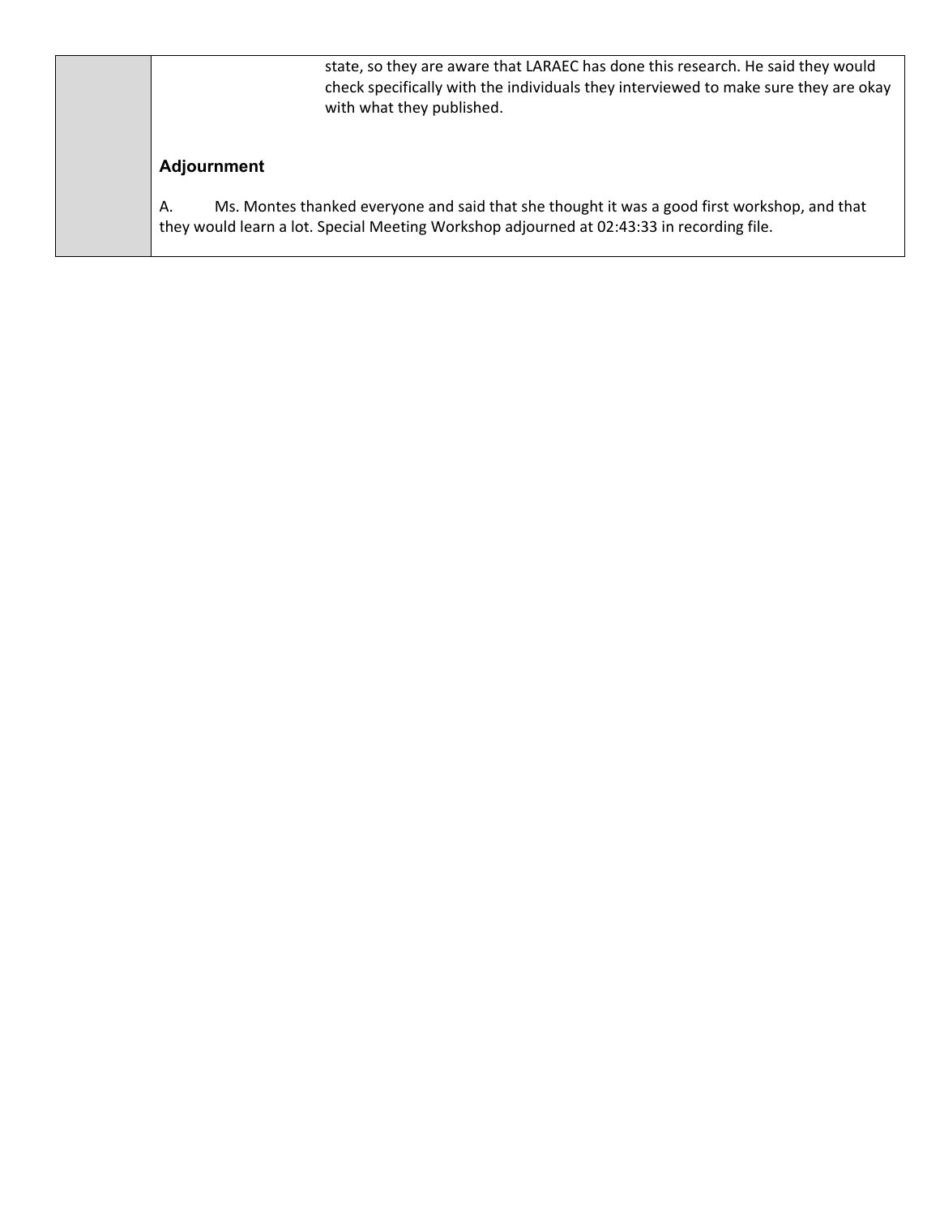state, so they are aware that LARAEC has done this research. He said they would check specifically with the individuals they interviewed to make sure they are okay with what they published.

## Adjournment

A. Ms. Montes thanked everyone and said that she thought it was a good first workshop, and that they would learn a lot. Special Meeting Workshop adjourned at 02:43:33 in recording file.